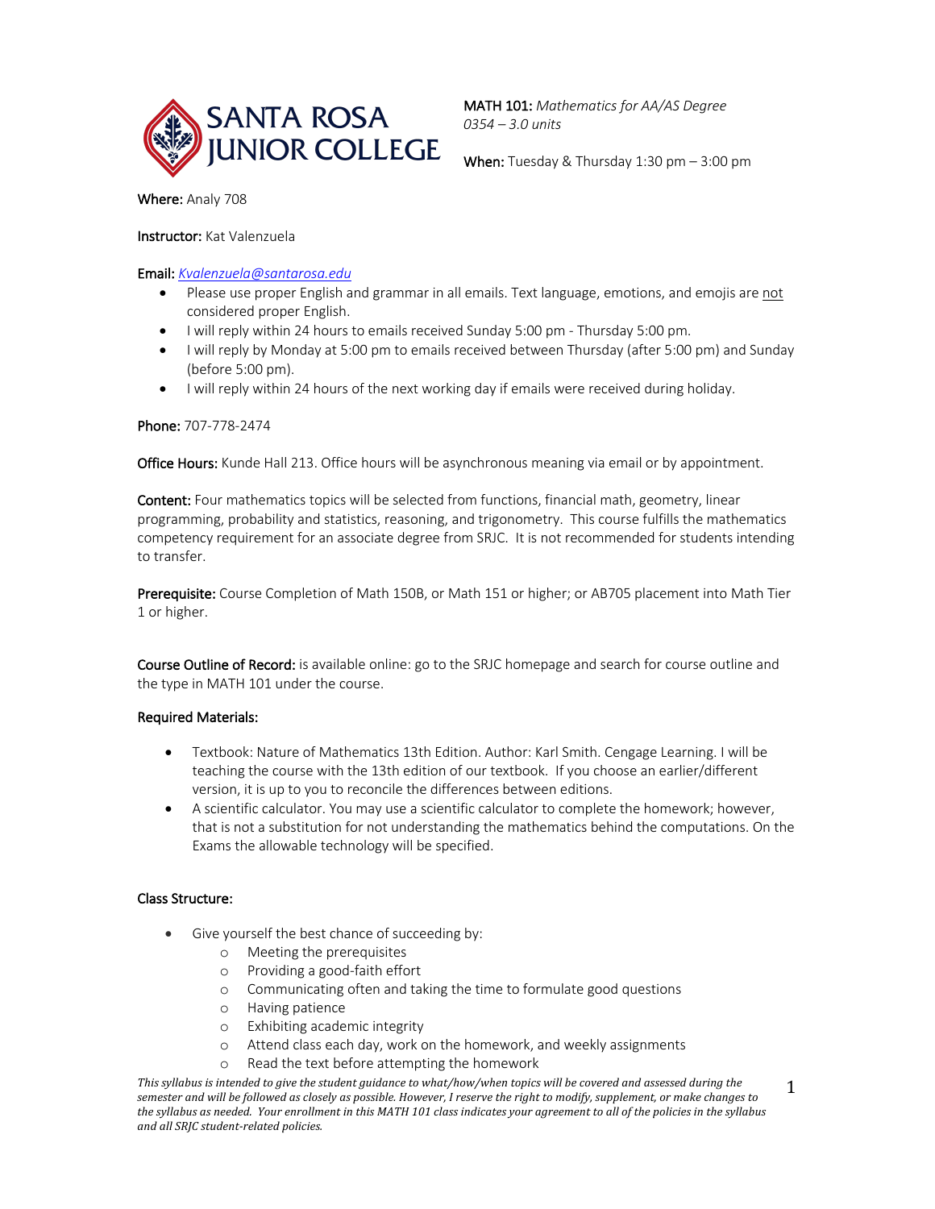**SANTA ROSA JUNIOR COLLEGE**

**MATH 101:** *Mathematics for AA/AS Degree*
*0354 – 3.0 units*

**When:** Tuesday & Thursday 1:30 pm – 3:00 pm

**Where:** Analy 708

**Instructor:** Kat Valenzuela

**Email:** *Kvalenzuela@santarosa.edu*

- Please use proper English and grammar in all emails. Text language, emotions, and emojis are not considered proper English.
- I will reply within 24 hours to emails received Sunday 5:00 pm - Thursday 5:00 pm.
- I will reply by Monday at 5:00 pm to emails received between Thursday (after 5:00 pm) and Sunday (before 5:00 pm).
- I will reply within 24 hours of the next working day if emails were received during holiday.

**Phone:** 707-778-2474

**Office Hours:** Kunde Hall 213. Office hours will be asynchronous meaning via email or by appointment.

**Content:** Four mathematics topics will be selected from functions, financial math, geometry, linear programming, probability and statistics, reasoning, and trigonometry. This course fulfills the mathematics competency requirement for an associate degree from SRJC. It is not recommended for students intending to transfer.

**Prerequisite:** Course Completion of Math 150B, or Math 151 or higher; or AB705 placement into Math Tier 1 or higher.

**Course Outline of Record:** is available online: go to the SRJC homepage and search for course outline and the type in MATH 101 under the course.

**Required Materials:**

- Textbook: Nature of Mathematics 13th Edition. Author: Karl Smith. Cengage Learning. I will be teaching the course with the 13th edition of our textbook. If you choose an earlier/different version, it is up to you to reconcile the differences between editions.
- A scientific calculator. You may use a scientific calculator to complete the homework; however, that is not a substitution for not understanding the mathematics behind the computations. On the Exams the allowable technology will be specified.

**Class Structure:**

- Give yourself the best chance of succeeding by:
  - Meeting the prerequisites
  - Providing a good-faith effort
  - Communicating often and taking the time to formulate good questions
  - Having patience
  - Exhibiting academic integrity
  - Attend class each day, work on the homework, and weekly assignments
  - Read the text before attempting the homework

*This syllabus is intended to give the student guidance to what/how/when topics will be covered and assessed during the semester and will be followed as closely as possible. However, I reserve the right to modify, supplement, or make changes to the syllabus as needed. Your enrollment in this MATH 101 class indicates your agreement to all of the policies in the syllabus and all SRJC student-related policies.*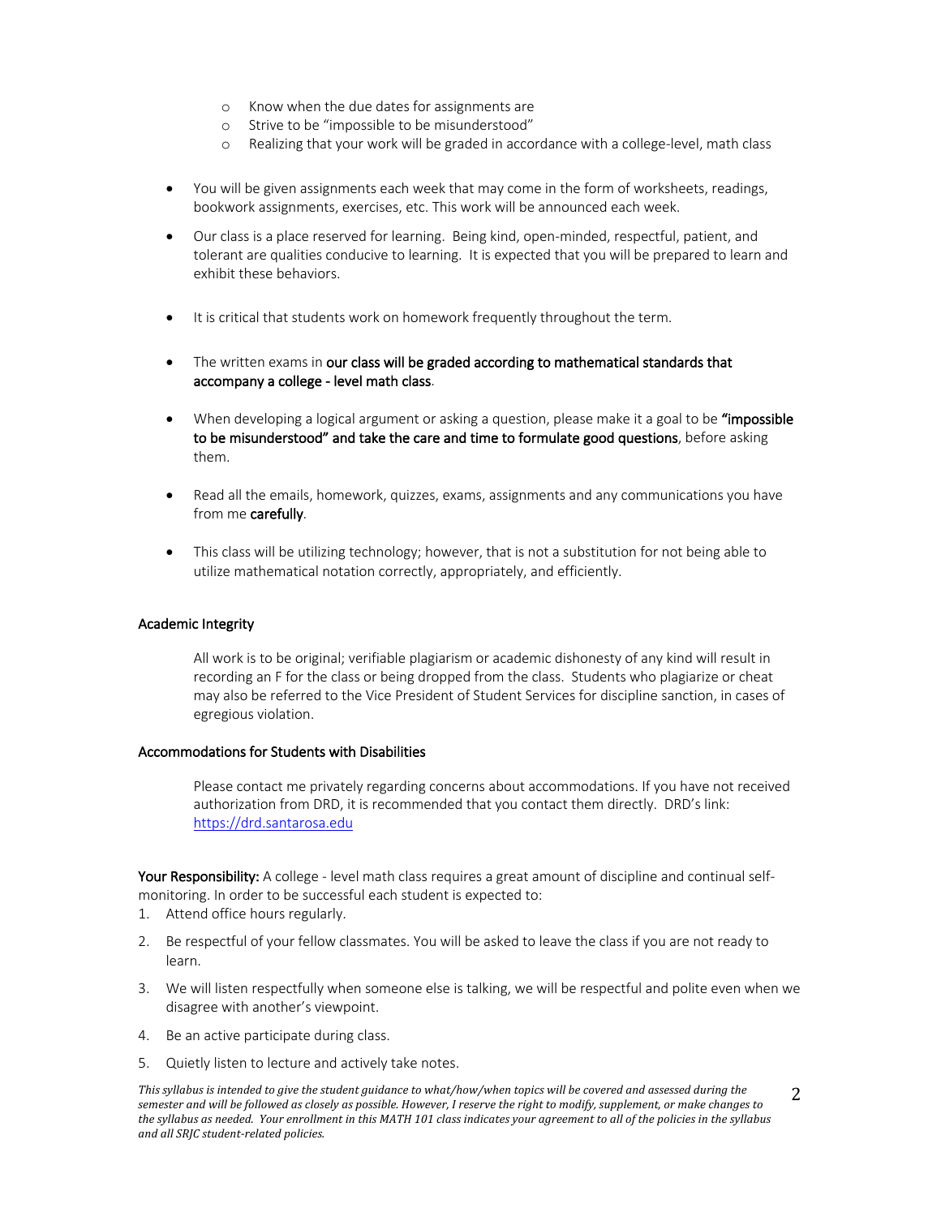- Know when the due dates for assignments are
   - Strive to be "impossible to be misunderstood"
   - Realizing that your work will be graded in accordance with a college-level, math class

- You will be given assignments each week that may come in the form of worksheets, readings, bookwork assignments, exercises, etc. This work will be announced each week.

- Our class is a place reserved for learning. Being kind, open-minded, respectful, patient, and tolerant are qualities conducive to learning. It is expected that you will be prepared to learn and exhibit these behaviors.

- It is critical that students work on homework frequently throughout the term.

- The written exams in **our class will be graded according to mathematical standards that accompany a college - level math class**.

- When developing a logical argument or asking a question, please make it a goal to be **"impossible to be misunderstood" and take the care and time to formulate good questions**, before asking them.

- Read all the emails, homework, quizzes, exams, assignments and any communications you have from me **carefully**.

- This class will be utilizing technology; however, that is not a substitution for not being able to utilize mathematical notation correctly, appropriately, and efficiently.

### Academic Integrity

All work is to be original; verifiable plagiarism or academic dishonesty of any kind will result in recording an F for the class or being dropped from the class. Students who plagiarize or cheat may also be referred to the Vice President of Student Services for discipline sanction, in cases of egregious violation.

### Accommodations for Students with Disabilities

Please contact me privately regarding concerns about accommodations. If you have not received authorization from DRD, it is recommended that you contact them directly. DRD's link: https://drd.santarosa.edu

**Your Responsibility:** A college - level math class requires a great amount of discipline and continual self-monitoring. In order to be successful each student is expected to:

1. Attend office hours regularly.
2. Be respectful of your fellow classmates. You will be asked to leave the class if you are not ready to learn.
3. We will listen respectfully when someone else is talking, we will be respectful and polite even when we disagree with another's viewpoint.
4. Be an active participate during class.
5. Quietly listen to lecture and actively take notes.

*This syllabus is intended to give the student guidance to what/how/when topics will be covered and assessed during the semester and will be followed as closely as possible. However, I reserve the right to modify, supplement, or make changes to the syllabus as needed. Your enrollment in this MATH 101 class indicates your agreement to all of the policies in the syllabus and all SRJC student-related policies.*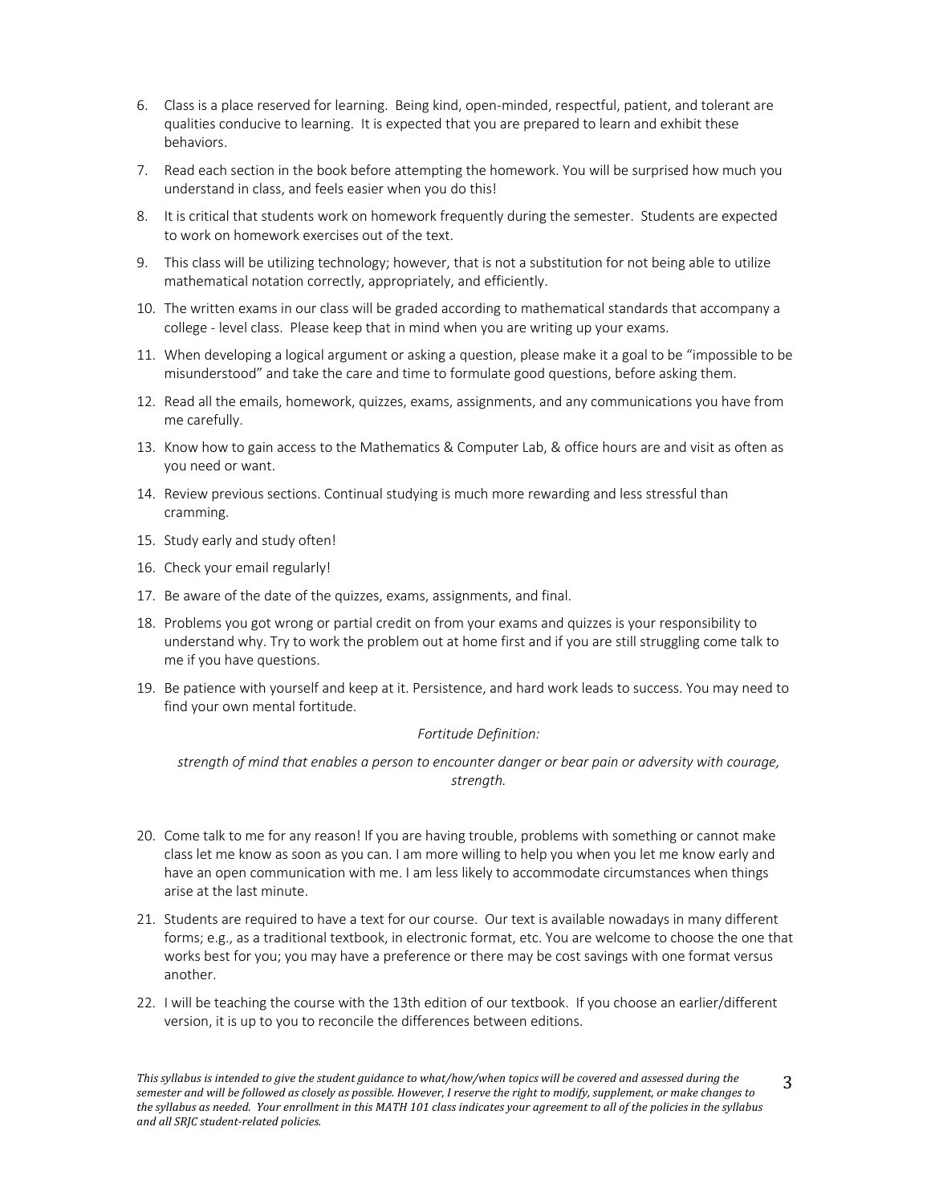6. Class is a place reserved for learning. Being kind, open-minded, respectful, patient, and tolerant are qualities conducive to learning. It is expected that you are prepared to learn and exhibit these behaviors.
7. Read each section in the book before attempting the homework. You will be surprised how much you understand in class, and feels easier when you do this!
8. It is critical that students work on homework frequently during the semester. Students are expected to work on homework exercises out of the text.
9. This class will be utilizing technology; however, that is not a substitution for not being able to utilize mathematical notation correctly, appropriately, and efficiently.
10. The written exams in our class will be graded according to mathematical standards that accompany a college - level class. Please keep that in mind when you are writing up your exams.
11. When developing a logical argument or asking a question, please make it a goal to be "impossible to be misunderstood" and take the care and time to formulate good questions, before asking them.
12. Read all the emails, homework, quizzes, exams, assignments, and any communications you have from me carefully.
13. Know how to gain access to the Mathematics & Computer Lab, & office hours are and visit as often as you need or want.
14. Review previous sections. Continual studying is much more rewarding and less stressful than cramming.
15. Study early and study often!
16. Check your email regularly!
17. Be aware of the date of the quizzes, exams, assignments, and final.
18. Problems you got wrong or partial credit on from your exams and quizzes is your responsibility to understand why. Try to work the problem out at home first and if you are still struggling come talk to me if you have questions.
19. Be patience with yourself and keep at it. Persistence, and hard work leads to success. You may need to find your own mental fortitude.

    *Fortitude Definition:*

    *strength of mind that enables a person to encounter danger or bear pain or adversity with courage, strength.*

20. Come talk to me for any reason! If you are having trouble, problems with something or cannot make class let me know as soon as you can. I am more willing to help you when you let me know early and have an open communication with me. I am less likely to accommodate circumstances when things arise at the last minute.
21. Students are required to have a text for our course. Our text is available nowadays in many different forms; e.g., as a traditional textbook, in electronic format, etc. You are welcome to choose the one that works best for you; you may have a preference or there may be cost savings with one format versus another.
22. I will be teaching the course with the 13th edition of our textbook. If you choose an earlier/different version, it is up to you to reconcile the differences between editions.

*This syllabus is intended to give the student guidance to what/how/when topics will be covered and assessed during the semester and will be followed as closely as possible. However, I reserve the right to modify, supplement, or make changes to the syllabus as needed. Your enrollment in this MATH 101 class indicates your agreement to all of the policies in the syllabus and all SRJC student-related policies.*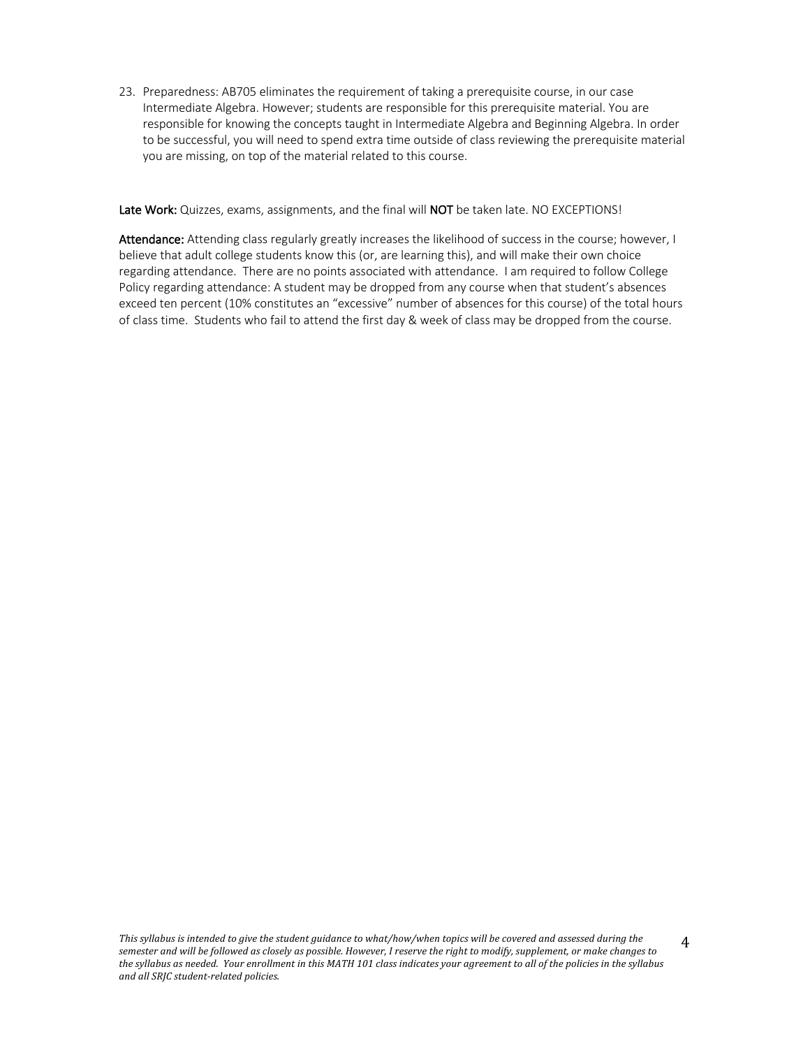23. Preparedness: AB705 eliminates the requirement of taking a prerequisite course, in our case Intermediate Algebra. However; students are responsible for this prerequisite material. You are responsible for knowing the concepts taught in Intermediate Algebra and Beginning Algebra. In order to be successful, you will need to spend extra time outside of class reviewing the prerequisite material you are missing, on top of the material related to this course.

**Late Work:** Quizzes, exams, assignments, and the final will **NOT** be taken late. NO EXCEPTIONS!

**Attendance:** Attending class regularly greatly increases the likelihood of success in the course; however, I believe that adult college students know this (or, are learning this), and will make their own choice regarding attendance. There are no points associated with attendance. I am required to follow College Policy regarding attendance: A student may be dropped from any course when that student's absences exceed ten percent (10% constitutes an "excessive" number of absences for this course) of the total hours of class time. Students who fail to attend the first day & week of class may be dropped from the course.

*This syllabus is intended to give the student guidance to what/how/when topics will be covered and assessed during the semester and will be followed as closely as possible. However, I reserve the right to modify, supplement, or make changes to the syllabus as needed. Your enrollment in this MATH 101 class indicates your agreement to all of the policies in the syllabus and all SRJC student-related policies.*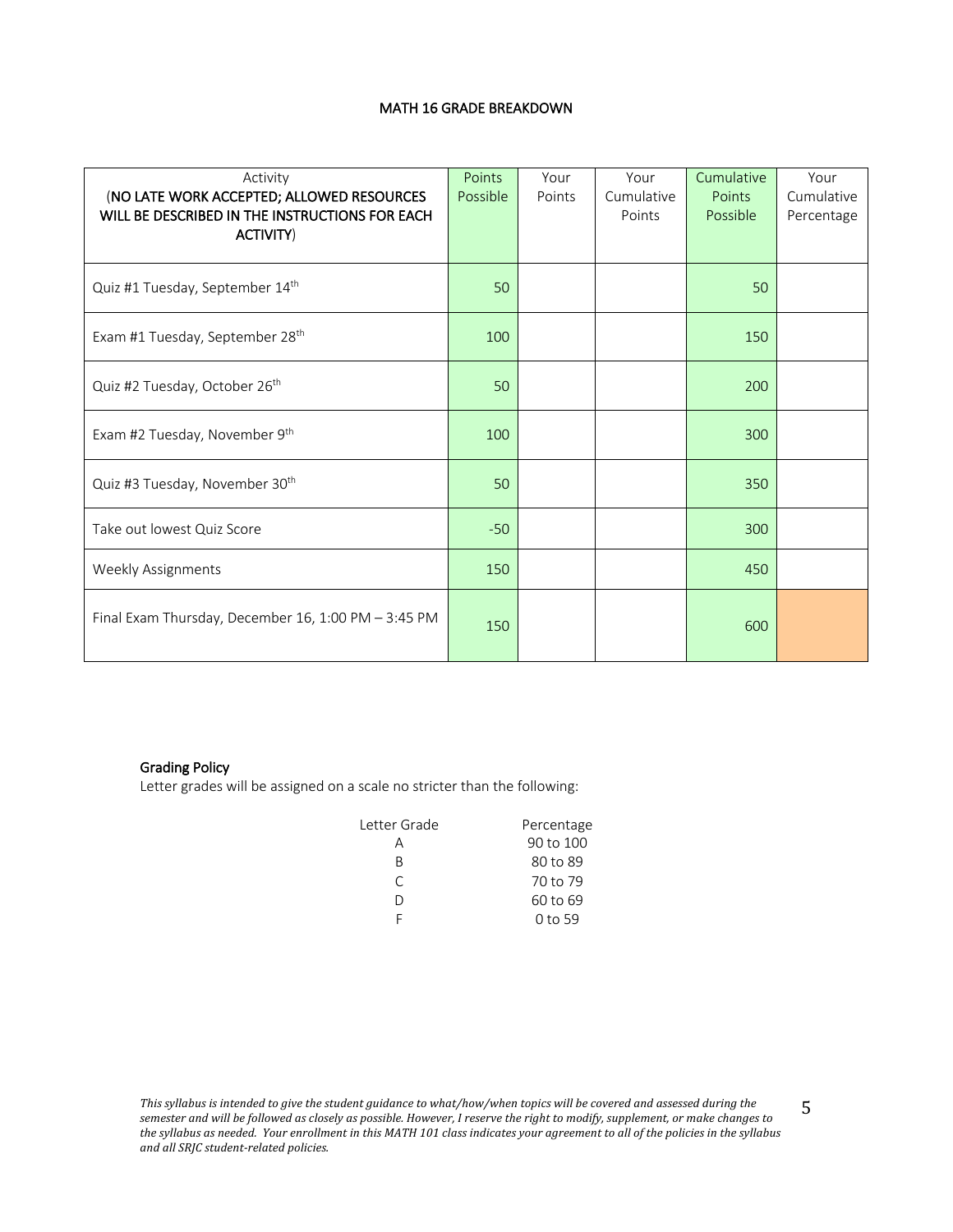# MATH 16 GRADE BREAKDOWN

| Activity (**NO LATE WORK ACCEPTED; ALLOWED RESOURCES WILL BE DESCRIBED IN THE INSTRUCTIONS FOR EACH ACTIVITY**) | Points Possible | Your Points | Your Cumulative Points | Cumulative Points Possible | Your Cumulative Percentage |
|---|---|---|---|---|---|
| Quiz #1 Tuesday, September 14th | 50 | | | 50 | |
| Exam #1 Tuesday, September 28th | 100 | | | 150 | |
| Quiz #2 Tuesday, October 26th | 50 | | | 200 | |
| Exam #2 Tuesday, November 9th | 100 | | | 300 | |
| Quiz #3 Tuesday, November 30th | 50 | | | 350 | |
| Take out lowest Quiz Score | -50 | | | 300 | |
| Weekly Assignments | 150 | | | 450 | |
| Final Exam Thursday, December 16, 1:00 PM – 3:45 PM | 150 | | | 600 | |

**Grading Policy**

Letter grades will be assigned on a scale no stricter than the following:

| Letter Grade | Percentage |
|---|---|
| A | 90 to 100 |
| B | 80 to 89 |
| C | 70 to 79 |
| D | 60 to 69 |
| F | 0 to 59 |

*This syllabus is intended to give the student guidance to what/how/when topics will be covered and assessed during the semester and will be followed as closely as possible. However, I reserve the right to modify, supplement, or make changes to the syllabus as needed. Your enrollment in this MATH 101 class indicates your agreement to all of the policies in the syllabus and all SRJC student-related policies.*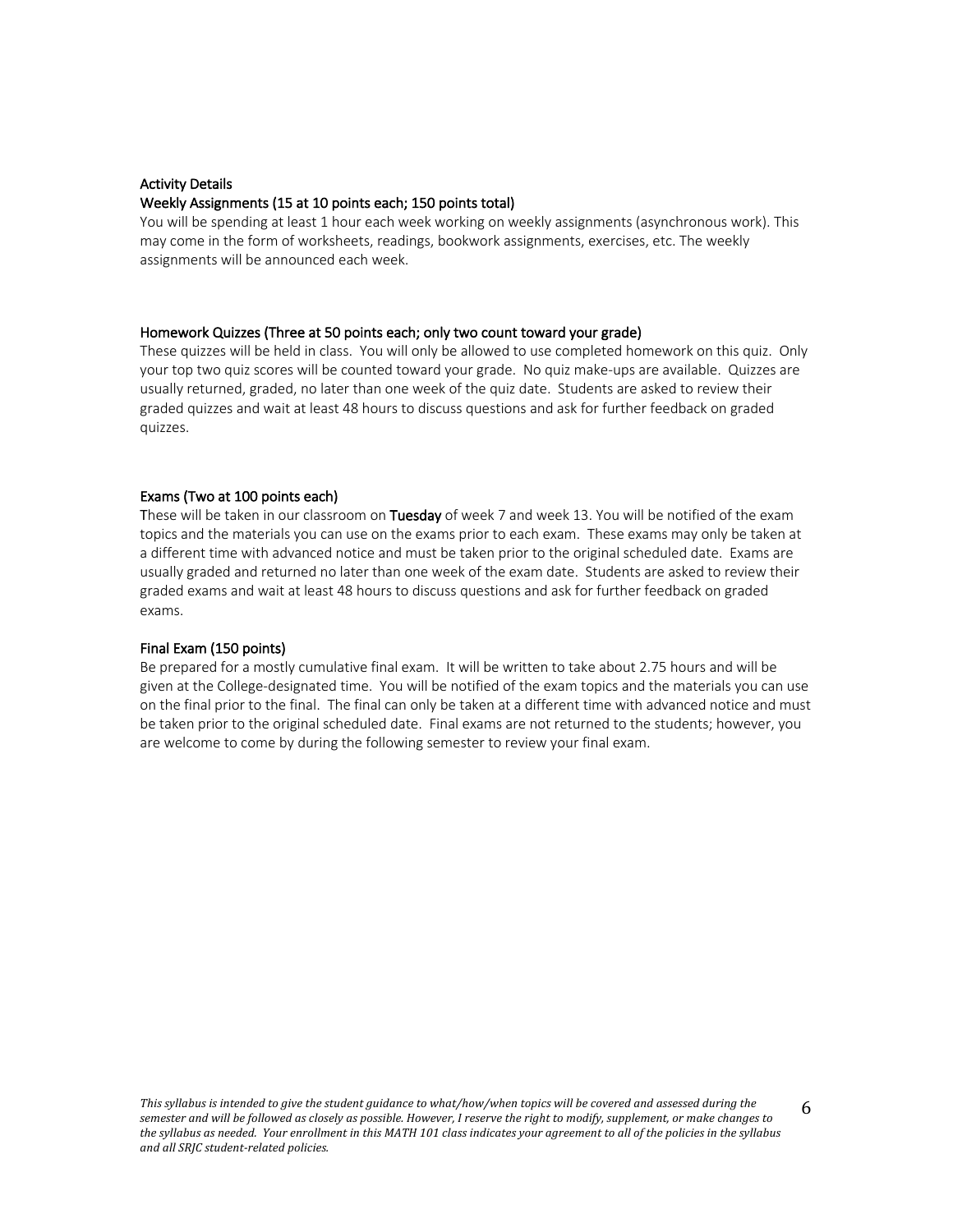### Activity Details

#### Weekly Assignments (15 at 10 points each; 150 points total)

You will be spending at least 1 hour each week working on weekly assignments (asynchronous work). This may come in the form of worksheets, readings, bookwork assignments, exercises, etc. The weekly assignments will be announced each week.

#### Homework Quizzes (Three at 50 points each; only two count toward your grade)

These quizzes will be held in class. You will only be allowed to use completed homework on this quiz. Only your top two quiz scores will be counted toward your grade. No quiz make-ups are available. Quizzes are usually returned, graded, no later than one week of the quiz date. Students are asked to review their graded quizzes and wait at least 48 hours to discuss questions and ask for further feedback on graded quizzes.

#### Exams (Two at 100 points each)

These will be taken in our classroom on **Tuesday** of week 7 and week 13. You will be notified of the exam topics and the materials you can use on the exams prior to each exam. These exams may only be taken at a different time with advanced notice and must be taken prior to the original scheduled date. Exams are usually graded and returned no later than one week of the exam date. Students are asked to review their graded exams and wait at least 48 hours to discuss questions and ask for further feedback on graded exams.

#### Final Exam (150 points)

Be prepared for a mostly cumulative final exam. It will be written to take about 2.75 hours and will be given at the College-designated time. You will be notified of the exam topics and the materials you can use on the final prior to the final. The final can only be taken at a different time with advanced notice and must be taken prior to the original scheduled date. Final exams are not returned to the students; however, you are welcome to come by during the following semester to review your final exam.

*This syllabus is intended to give the student guidance to what/how/when topics will be covered and assessed during the semester and will be followed as closely as possible. However, I reserve the right to modify, supplement, or make changes to the syllabus as needed. Your enrollment in this MATH 101 class indicates your agreement to all of the policies in the syllabus and all SRJC student-related policies.*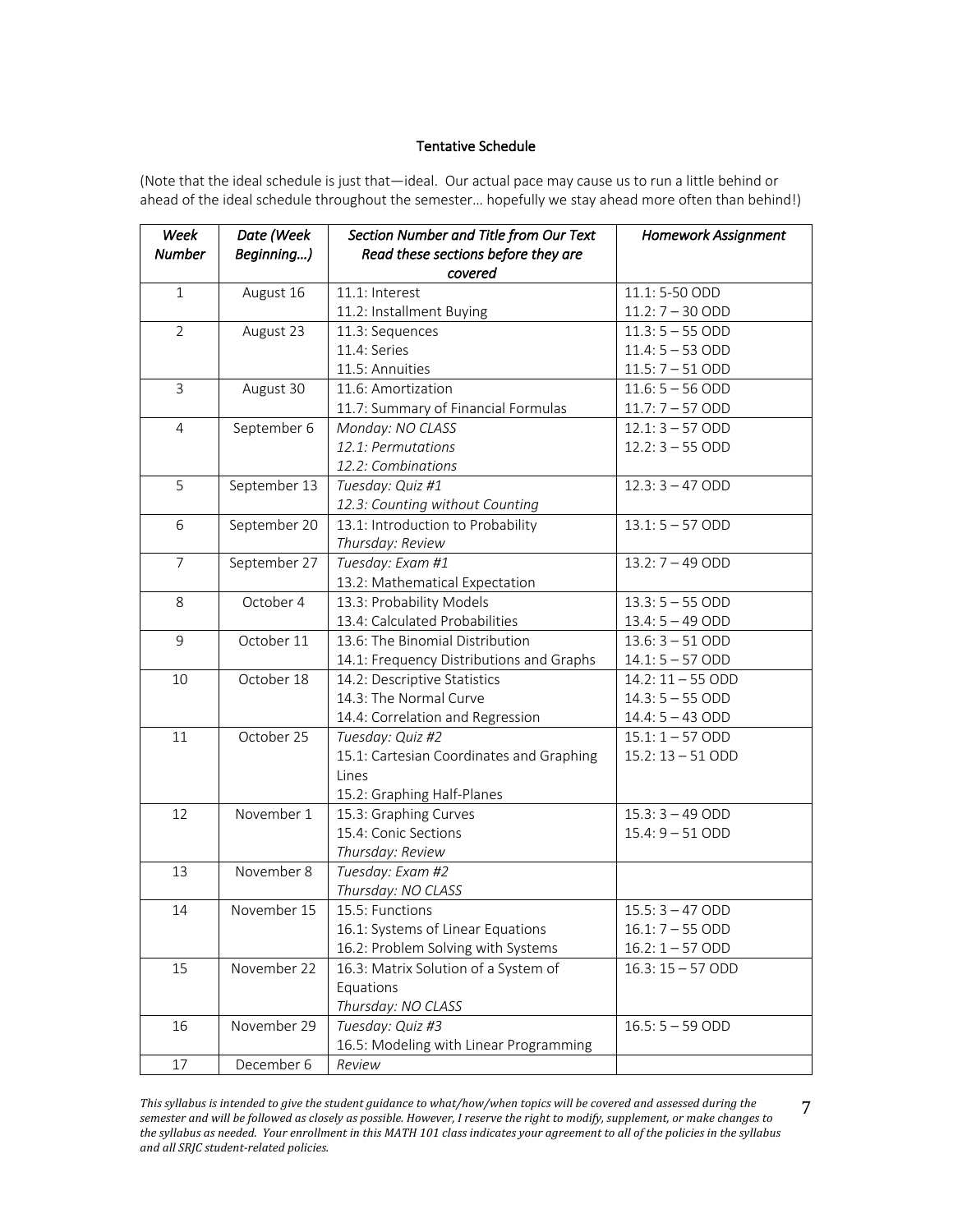## Tentative Schedule

(Note that the ideal schedule is just that—ideal. Our actual pace may cause us to run a little behind or ahead of the ideal schedule throughout the semester… hopefully we stay ahead more often than behind!)

| *Week Number* | *Date (Week Beginning…)* | *Section Number and Title from Our Text Read these sections before they are covered* | *Homework Assignment* |
|---|---|---|---|
| 1 | August 16 | 11.1: Interest<br>11.2: Installment Buying | 11.1: 5-50 ODD<br>11.2: 7 – 30 ODD |
| 2 | August 23 | 11.3: Sequences<br>11.4: Series<br>11.5: Annuities | 11.3: 5 – 55 ODD<br>11.4: 5 – 53 ODD<br>11.5: 7 – 51 ODD |
| 3 | August 30 | 11.6: Amortization<br>11.7: Summary of Financial Formulas | 11.6: 5 – 56 ODD<br>11.7: 7 – 57 ODD |
| 4 | September 6 | *Monday: NO CLASS*<br>*12.1: Permutations*<br>*12.2: Combinations* | 12.1: 3 – 57 ODD<br>12.2: 3 – 55 ODD |
| 5 | September 13 | *Tuesday: Quiz #1*<br>*12.3: Counting without Counting* | 12.3: 3 – 47 ODD |
| 6 | September 20 | 13.1: Introduction to Probability<br>*Thursday: Review* | 13.1: 5 – 57 ODD |
| 7 | September 27 | *Tuesday: Exam #1*<br>13.2: Mathematical Expectation | 13.2: 7 – 49 ODD |
| 8 | October 4 | 13.3: Probability Models<br>13.4: Calculated Probabilities | 13.3: 5 – 55 ODD<br>13.4: 5 – 49 ODD |
| 9 | October 11 | 13.6: The Binomial Distribution<br>14.1: Frequency Distributions and Graphs | 13.6: 3 – 51 ODD<br>14.1: 5 – 57 ODD |
| 10 | October 18 | 14.2: Descriptive Statistics<br>14.3: The Normal Curve<br>14.4: Correlation and Regression | 14.2: 11 – 55 ODD<br>14.3: 5 – 55 ODD<br>14.4: 5 – 43 ODD |
| 11 | October 25 | *Tuesday: Quiz #2*<br>15.1: Cartesian Coordinates and Graphing Lines<br>15.2: Graphing Half-Planes | 15.1: 1 – 57 ODD<br>15.2: 13 – 51 ODD |
| 12 | November 1 | 15.3: Graphing Curves<br>15.4: Conic Sections<br>*Thursday: Review* | 15.3: 3 – 49 ODD<br>15.4: 9 – 51 ODD |
| 13 | November 8 | *Tuesday: Exam #2*<br>*Thursday: NO CLASS* | |
| 14 | November 15 | 15.5: Functions<br>16.1: Systems of Linear Equations<br>16.2: Problem Solving with Systems | 15.5: 3 – 47 ODD<br>16.1: 7 – 55 ODD<br>16.2: 1 – 57 ODD |
| 15 | November 22 | 16.3: Matrix Solution of a System of Equations<br>*Thursday: NO CLASS* | 16.3: 15 – 57 ODD |
| 16 | November 29 | *Tuesday: Quiz #3*<br>16.5: Modeling with Linear Programming | 16.5: 5 – 59 ODD |
| 17 | December 6 | *Review* | |

*This syllabus is intended to give the student guidance to what/how/when topics will be covered and assessed during the semester and will be followed as closely as possible. However, I reserve the right to modify, supplement, or make changes to the syllabus as needed. Your enrollment in this MATH 101 class indicates your agreement to all of the policies in the syllabus and all SRJC student-related policies.*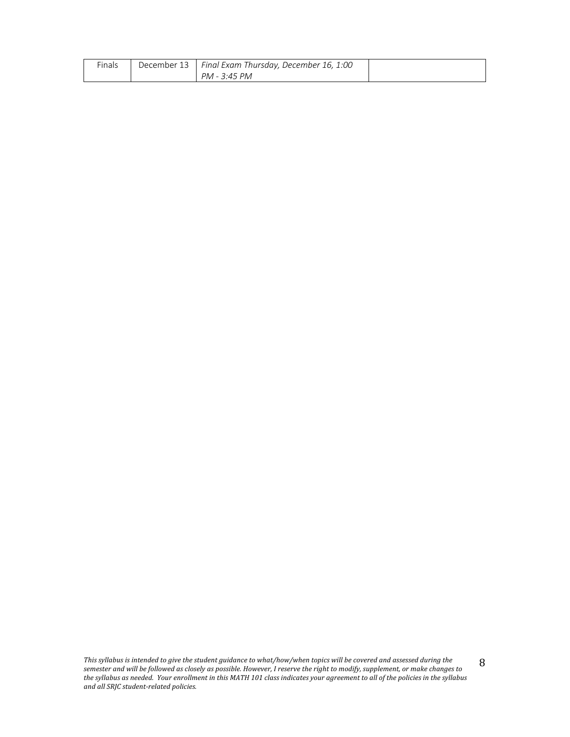| | | | |
|---|---|---|---|
| Finals | December 13 | *Final Exam Thursday, December 16, 1:00 PM - 3:45 PM* | |